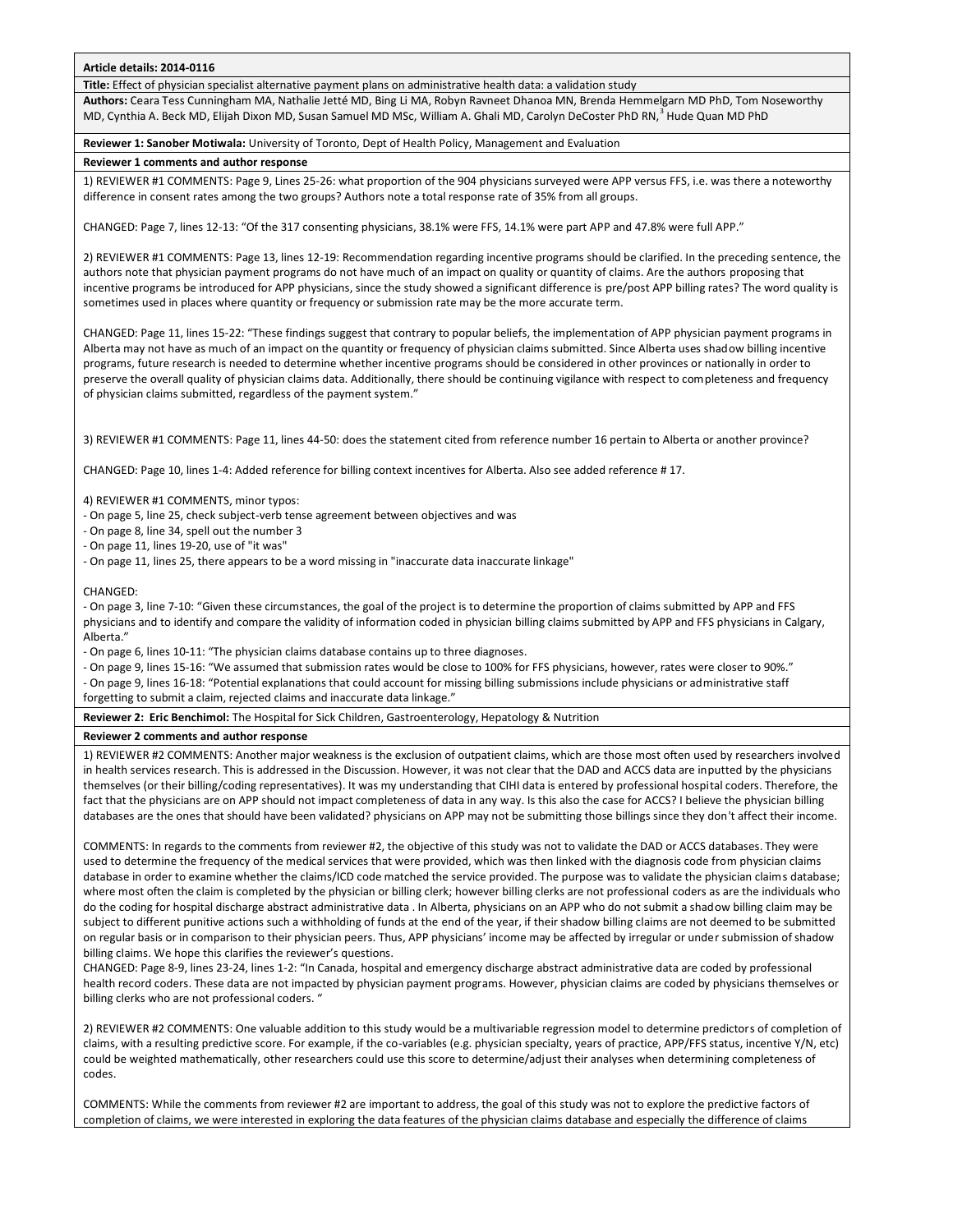**Article details: 2014-0116**

**Title:** Effect of physician specialist alternative payment plans on administrative health data: a validation study

**Authors:** Ceara Tess Cunningham MA, Nathalie Jetté MD, Bing Li MA, Robyn Ravneet Dhanoa MN, Brenda Hemmelgarn MD PhD, Tom Noseworthy MD, Cynthia A. Beck MD, Elijah Dixon MD, Susan Samuel MD MSc, William A. Ghali MD, Carolyn DeCoster PhD RN,[3] Hude Quan MD PhD

**Reviewer 1: Sanober Motiwala:** University of Toronto, Dept of Health Policy, Management and Evaluation

**Reviewer 1 comments and author response**

1) REVIEWER #1 COMMENTS: Page 9, Lines 25-26: what proportion of the 904 physicians surveyed were APP versus FFS, i.e. was there a noteworthy difference in consent rates among the two groups? Authors note a total response rate of 35% from all groups.

CHANGED: Page 7, lines 12-13: "Of the 317 consenting physicians, 38.1% were FFS, 14.1% were part APP and 47.8% were full APP."

2) REVIEWER #1 COMMENTS: Page 13, lines 12-19: Recommendation regarding incentive programs should be clarified. In the preceding sentence, the authors note that physician payment programs do not have much of an impact on quality or quantity of claims. Are the authors proposing that incentive programs be introduced for APP physicians, since the study showed a significant difference is pre/post APP billing rates? The word quality is sometimes used in places where quantity or frequency or submission rate may be the more accurate term.

CHANGED: Page 11, lines 15-22: "These findings suggest that contrary to popular beliefs, the implementation of APP physician payment programs in Alberta may not have as much of an impact on the quantity or frequency of physician claims submitted. Since Alberta uses shadow billing incentive programs, future research is needed to determine whether incentive programs should be considered in other provinces or nationally in order to preserve the overall quality of physician claims data. Additionally, there should be continuing vigilance with respect to completeness and frequency of physician claims submitted, regardless of the payment system."

3) REVIEWER #1 COMMENTS: Page 11, lines 44-50: does the statement cited from reference number 16 pertain to Alberta or another province?

CHANGED: Page 10, lines 1-4: Added reference for billing context incentives for Alberta. Also see added reference # 17.

4) REVIEWER #1 COMMENTS, minor typos:
- On page 5, line 25, check subject-verb tense agreement between objectives and was
- On page 8, line 34, spell out the number 3
- On page 11, lines 19-20, use of "it was"
- On page 11, lines 25, there appears to be a word missing in "inaccurate data inaccurate linkage"

CHANGED:
- On page 3, line 7-10: "Given these circumstances, the goal of the project is to determine the proportion of claims submitted by APP and FFS physicians and to identify and compare the validity of information coded in physician billing claims submitted by APP and FFS physicians in Calgary, Alberta."
- On page 6, lines 10-11: "The physician claims database contains up to three diagnoses.
- On page 9, lines 15-16: "We assumed that submission rates would be close to 100% for FFS physicians, however, rates were closer to 90%."
- On page 9, lines 16-18: "Potential explanations that could account for missing billing submissions include physicians or administrative staff forgetting to submit a claim, rejected claims and inaccurate data linkage."

**Reviewer 2: Eric Benchimol:** The Hospital for Sick Children, Gastroenterology, Hepatology & Nutrition

**Reviewer 2 comments and author response**

1) REVIEWER #2 COMMENTS: Another major weakness is the exclusion of outpatient claims, which are those most often used by researchers involved in health services research. This is addressed in the Discussion. However, it was not clear that the DAD and ACCS data are inputted by the physicians themselves (or their billing/coding representatives). It was my understanding that CIHI data is entered by professional hospital coders. Therefore, the fact that the physicians are on APP should not impact completeness of data in any way. Is this also the case for ACCS? I believe the physician billing databases are the ones that should have been validated? physicians on APP may not be submitting those billings since they don't affect their income.

COMMENTS: In regards to the comments from reviewer #2, the objective of this study was not to validate the DAD or ACCS databases. They were used to determine the frequency of the medical services that were provided, which was then linked with the diagnosis code from physician claims database in order to examine whether the claims/ICD code matched the service provided. The purpose was to validate the physician claims database; where most often the claim is completed by the physician or billing clerk; however billing clerks are not professional coders as are the individuals who do the coding for hospital discharge abstract administrative data . In Alberta, physicians on an APP who do not submit a shadow billing claim may be subject to different punitive actions such a withholding of funds at the end of the year, if their shadow billing claims are not deemed to be submitted on regular basis or in comparison to their physician peers. Thus, APP physicians' income may be affected by irregular or under submission of shadow billing claims. We hope this clarifies the reviewer's questions.

CHANGED: Page 8-9, lines 23-24, lines 1-2: "In Canada, hospital and emergency discharge abstract administrative data are coded by professional health record coders. These data are not impacted by physician payment programs. However, physician claims are coded by physicians themselves or billing clerks who are not professional coders. "

2) REVIEWER #2 COMMENTS: One valuable addition to this study would be a multivariable regression model to determine predictors of completion of claims, with a resulting predictive score. For example, if the co-variables (e.g. physician specialty, years of practice, APP/FFS status, incentive Y/N, etc) could be weighted mathematically, other researchers could use this score to determine/adjust their analyses when determining completeness of codes.

COMMENTS: While the comments from reviewer #2 are important to address, the goal of this study was not to explore the predictive factors of completion of claims, we were interested in exploring the data features of the physician claims database and especially the difference of claims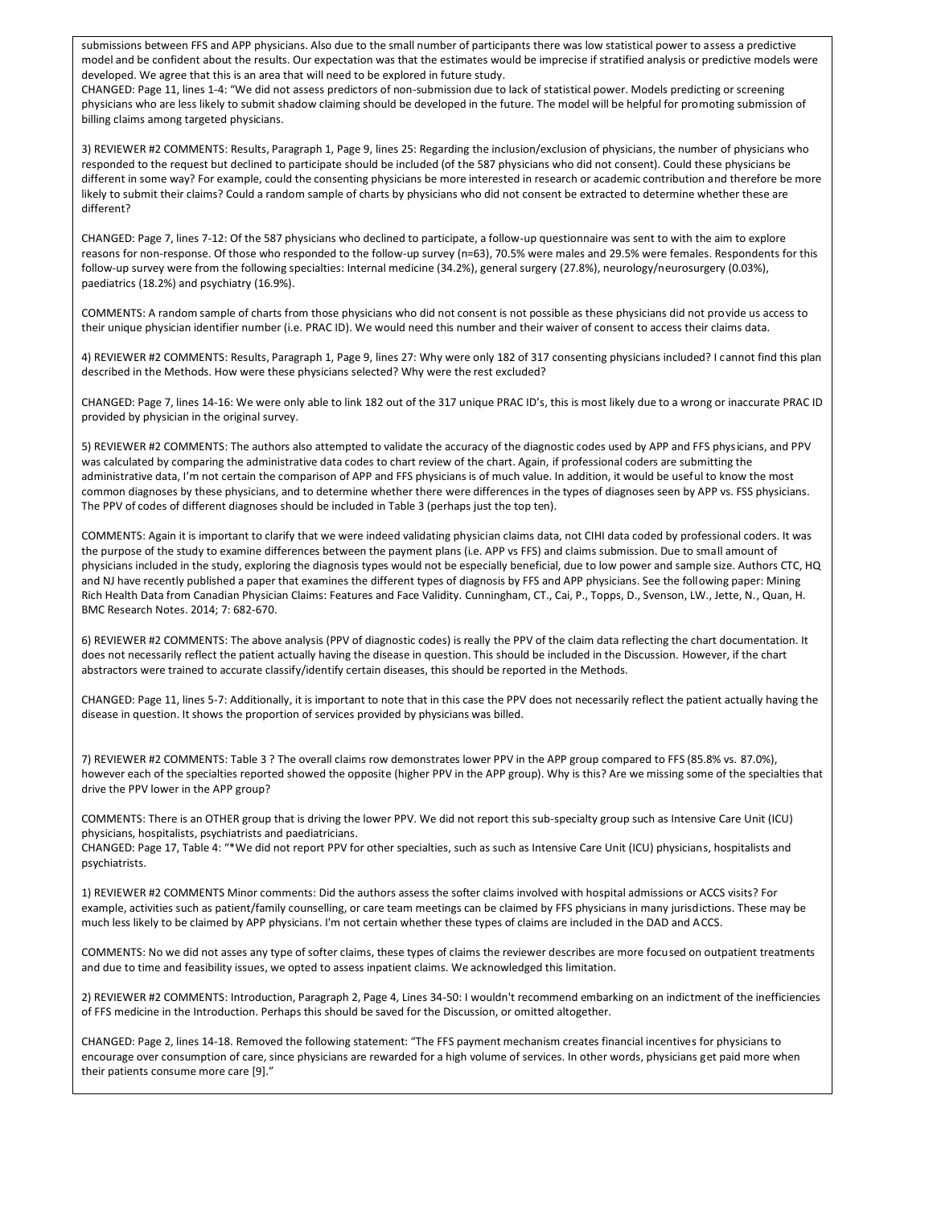submissions between FFS and APP physicians. Also due to the small number of participants there was low statistical power to assess a predictive model and be confident about the results. Our expectation was that the estimates would be imprecise if stratified analysis or predictive models were developed. We agree that this is an area that will need to be explored in future study.

CHANGED: Page 11, lines 1-4: "We did not assess predictors of non-submission due to lack of statistical power. Models predicting or screening physicians who are less likely to submit shadow claiming should be developed in the future. The model will be helpful for promoting submission of billing claims among targeted physicians.

3) REVIEWER #2 COMMENTS: Results, Paragraph 1, Page 9, lines 25: Regarding the inclusion/exclusion of physicians, the number of physicians who responded to the request but declined to participate should be included (of the 587 physicians who did not consent). Could these physicians be different in some way? For example, could the consenting physicians be more interested in research or academic contribution and therefore be more likely to submit their claims? Could a random sample of charts by physicians who did not consent be extracted to determine whether these are different?

CHANGED: Page 7, lines 7-12: Of the 587 physicians who declined to participate, a follow-up questionnaire was sent to with the aim to explore reasons for non-response. Of those who responded to the follow-up survey (n=63), 70.5% were males and 29.5% were females. Respondents for this follow-up survey were from the following specialties: Internal medicine (34.2%), general surgery (27.8%), neurology/neurosurgery (0.03%), paediatrics (18.2%) and psychiatry (16.9%).

COMMENTS: A random sample of charts from those physicians who did not consent is not possible as these physicians did not provide us access to their unique physician identifier number (i.e. PRAC ID). We would need this number and their waiver of consent to access their claims data.

4) REVIEWER #2 COMMENTS: Results, Paragraph 1, Page 9, lines 27: Why were only 182 of 317 consenting physicians included? I cannot find this plan described in the Methods. How were these physicians selected? Why were the rest excluded?

CHANGED: Page 7, lines 14-16: We were only able to link 182 out of the 317 unique PRAC ID's, this is most likely due to a wrong or inaccurate PRAC ID provided by physician in the original survey.

5) REVIEWER #2 COMMENTS: The authors also attempted to validate the accuracy of the diagnostic codes used by APP and FFS physicians, and PPV was calculated by comparing the administrative data codes to chart review of the chart. Again, if professional coders are submitting the administrative data, I'm not certain the comparison of APP and FFS physicians is of much value. In addition, it would be useful to know the most common diagnoses by these physicians, and to determine whether there were differences in the types of diagnoses seen by APP vs. FSS physicians. The PPV of codes of different diagnoses should be included in Table 3 (perhaps just the top ten).

COMMENTS: Again it is important to clarify that we were indeed validating physician claims data, not CIHI data coded by professional coders. It was the purpose of the study to examine differences between the payment plans (i.e. APP vs FFS) and claims submission. Due to small amount of physicians included in the study, exploring the diagnosis types would not be especially beneficial, due to low power and sample size. Authors CTC, HQ and NJ have recently published a paper that examines the different types of diagnosis by FFS and APP physicians. See the following paper: Mining Rich Health Data from Canadian Physician Claims: Features and Face Validity. Cunningham, CT., Cai, P., Topps, D., Svenson, LW., Jette, N., Quan, H. BMC Research Notes. 2014; 7: 682-670.

6) REVIEWER #2 COMMENTS: The above analysis (PPV of diagnostic codes) is really the PPV of the claim data reflecting the chart documentation. It does not necessarily reflect the patient actually having the disease in question. This should be included in the Discussion. However, if the chart abstractors were trained to accurate classify/identify certain diseases, this should be reported in the Methods.

CHANGED: Page 11, lines 5-7: Additionally, it is important to note that in this case the PPV does not necessarily reflect the patient actually having the disease in question. It shows the proportion of services provided by physicians was billed.

7) REVIEWER #2 COMMENTS: Table 3 ? The overall claims row demonstrates lower PPV in the APP group compared to FFS (85.8% vs. 87.0%), however each of the specialties reported showed the opposite (higher PPV in the APP group). Why is this? Are we missing some of the specialties that drive the PPV lower in the APP group?

COMMENTS: There is an OTHER group that is driving the lower PPV. We did not report this sub-specialty group such as Intensive Care Unit (ICU) physicians, hospitalists, psychiatrists and paediatricians.

CHANGED: Page 17, Table 4: "*We did not report PPV for other specialties, such as such as Intensive Care Unit (ICU) physicians, hospitalists and psychiatrists.

1) REVIEWER #2 COMMENTS Minor comments: Did the authors assess the softer claims involved with hospital admissions or ACCS visits? For example, activities such as patient/family counselling, or care team meetings can be claimed by FFS physicians in many jurisdictions. These may be much less likely to be claimed by APP physicians. I'm not certain whether these types of claims are included in the DAD and ACCS.

COMMENTS: No we did not asses any type of softer claims, these types of claims the reviewer describes are more focused on outpatient treatments and due to time and feasibility issues, we opted to assess inpatient claims. We acknowledged this limitation.

2) REVIEWER #2 COMMENTS: Introduction, Paragraph 2, Page 4, Lines 34-50: I wouldn't recommend embarking on an indictment of the inefficiencies of FFS medicine in the Introduction. Perhaps this should be saved for the Discussion, or omitted altogether.

CHANGED: Page 2, lines 14-18. Removed the following statement: "The FFS payment mechanism creates financial incentives for physicians to encourage over consumption of care, since physicians are rewarded for a high volume of services. In other words, physicians get paid more when their patients consume more care [9]."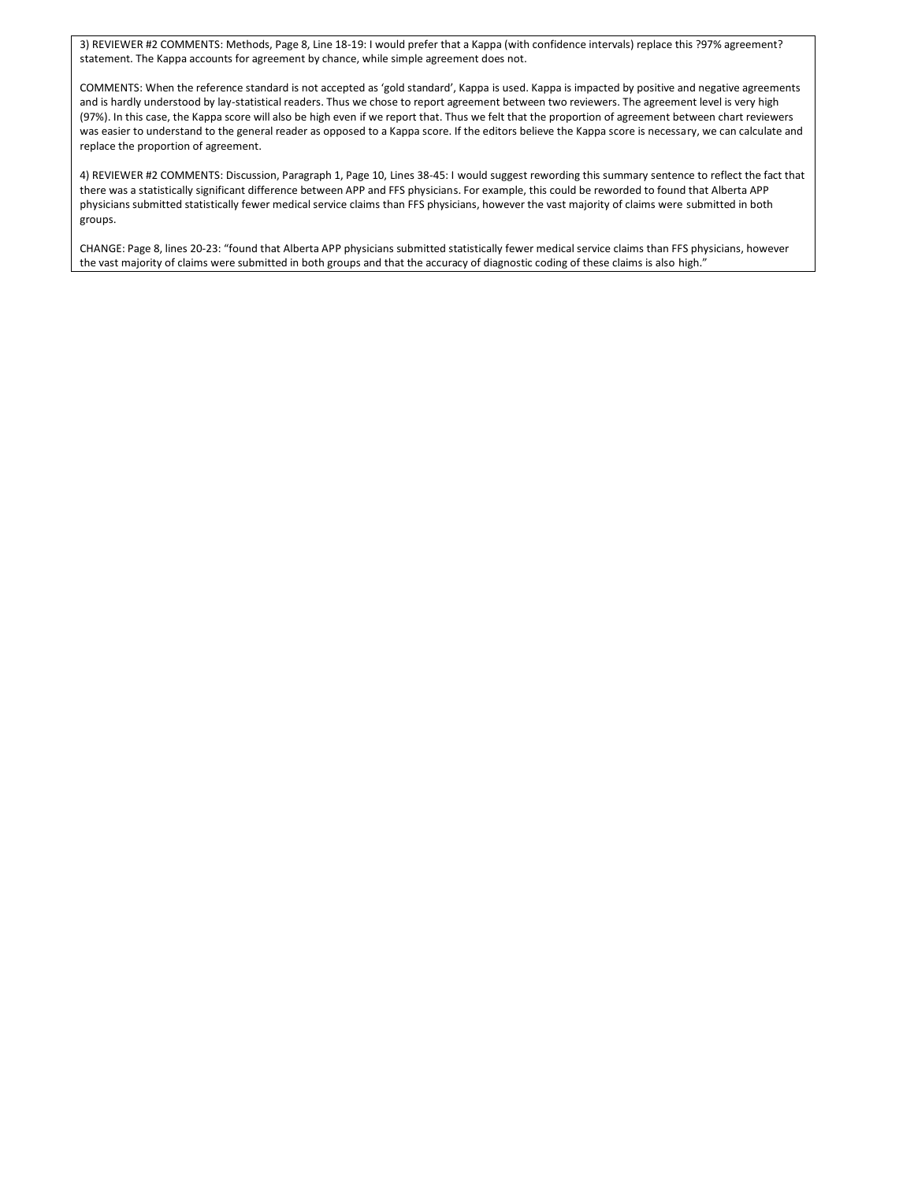3) REVIEWER #2 COMMENTS: Methods, Page 8, Line 18-19: I would prefer that a Kappa (with confidence intervals) replace this ?97% agreement? statement. The Kappa accounts for agreement by chance, while simple agreement does not.

COMMENTS: When the reference standard is not accepted as 'gold standard', Kappa is used. Kappa is impacted by positive and negative agreements and is hardly understood by lay-statistical readers. Thus we chose to report agreement between two reviewers. The agreement level is very high (97%). In this case, the Kappa score will also be high even if we report that. Thus we felt that the proportion of agreement between chart reviewers was easier to understand to the general reader as opposed to a Kappa score. If the editors believe the Kappa score is necessary, we can calculate and replace the proportion of agreement.

4) REVIEWER #2 COMMENTS: Discussion, Paragraph 1, Page 10, Lines 38-45: I would suggest rewording this summary sentence to reflect the fact that there was a statistically significant difference between APP and FFS physicians. For example, this could be reworded to found that Alberta APP physicians submitted statistically fewer medical service claims than FFS physicians, however the vast majority of claims were submitted in both groups.

CHANGE: Page 8, lines 20-23: "found that Alberta APP physicians submitted statistically fewer medical service claims than FFS physicians, however the vast majority of claims were submitted in both groups and that the accuracy of diagnostic coding of these claims is also high."